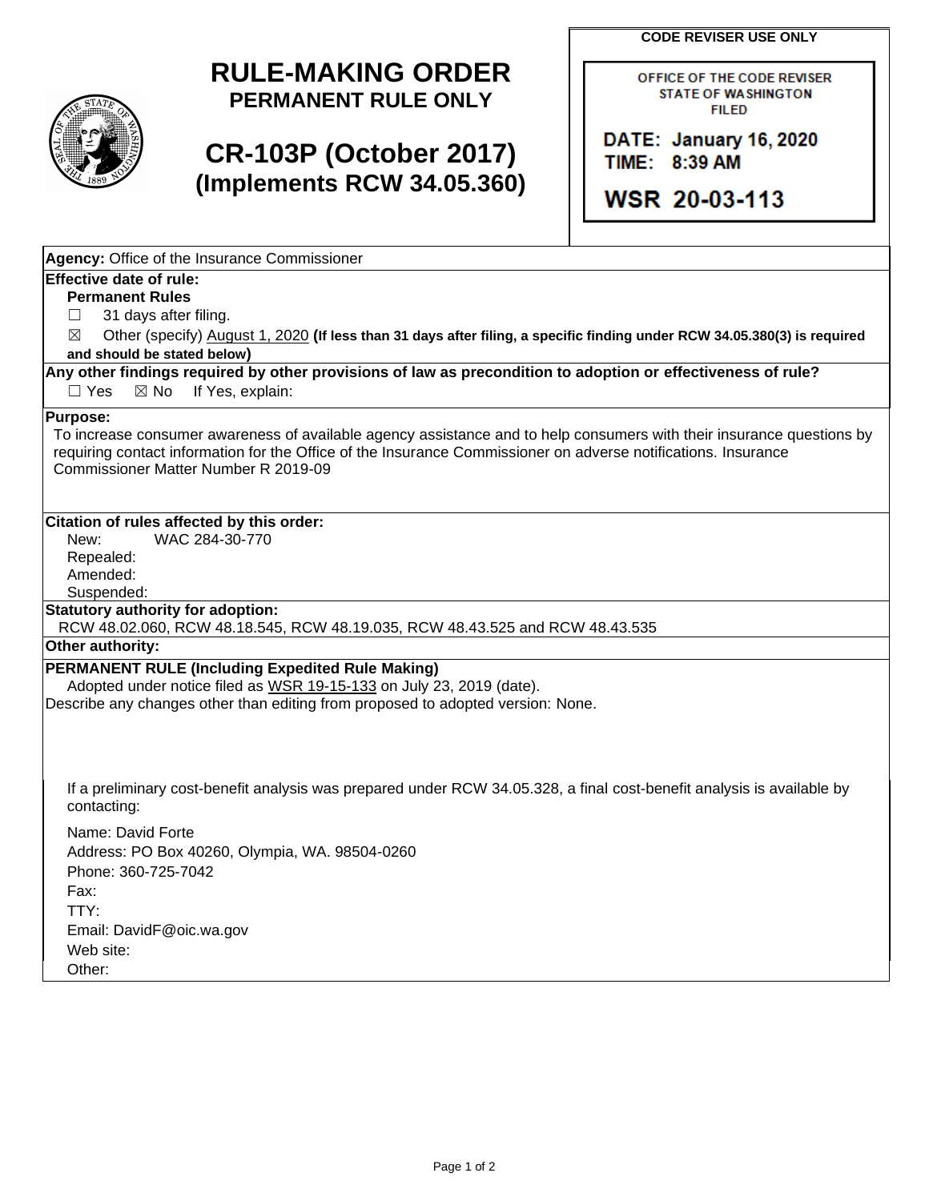# RULE-MAKING ORDER

## PERMANENT RULE ONLY

## CR-103P (October 2017)

## (Implements RCW 34.05.360)

**CODE REVISER USE ONLY**

OFFICE OF THE CODE REVISER
STATE OF WASHINGTON
FILED

DATE: January 16, 2020
TIME: 8:39 AM

WSR 20-03-113

**Agency:** Office of the Insurance Commissioner

**Effective date of rule:**

**Permanent Rules**

☐ 31 days after filing.

☒ Other (specify) August 1, 2020 **(If less than 31 days after filing, a specific finding under RCW 34.05.380(3) is required and should be stated below)**

**Any other findings required by other provisions of law as precondition to adoption or effectiveness of rule?**

☐ Yes ☒ No If Yes, explain:

**Purpose:**

To increase consumer awareness of available agency assistance and to help consumers with their insurance questions by requiring contact information for the Office of the Insurance Commissioner on adverse notifications. Insurance Commissioner Matter Number R 2019-09

**Citation of rules affected by this order:**

New: WAC 284-30-770
Repealed:
Amended:
Suspended:

**Statutory authority for adoption:**

RCW 48.02.060, RCW 48.18.545, RCW 48.19.035, RCW 48.43.525 and RCW 48.43.535

**Other authority:**

**PERMANENT RULE (Including Expedited Rule Making)**

Adopted under notice filed as WSR 19-15-133 on July 23, 2019 (date).

Describe any changes other than editing from proposed to adopted version: None.

If a preliminary cost-benefit analysis was prepared under RCW 34.05.328, a final cost-benefit analysis is available by contacting:

Name: David Forte
Address: PO Box 40260, Olympia, WA. 98504-0260
Phone: 360-725-7042
Fax:
TTY:
Email: DavidF@oic.wa.gov
Web site:
Other: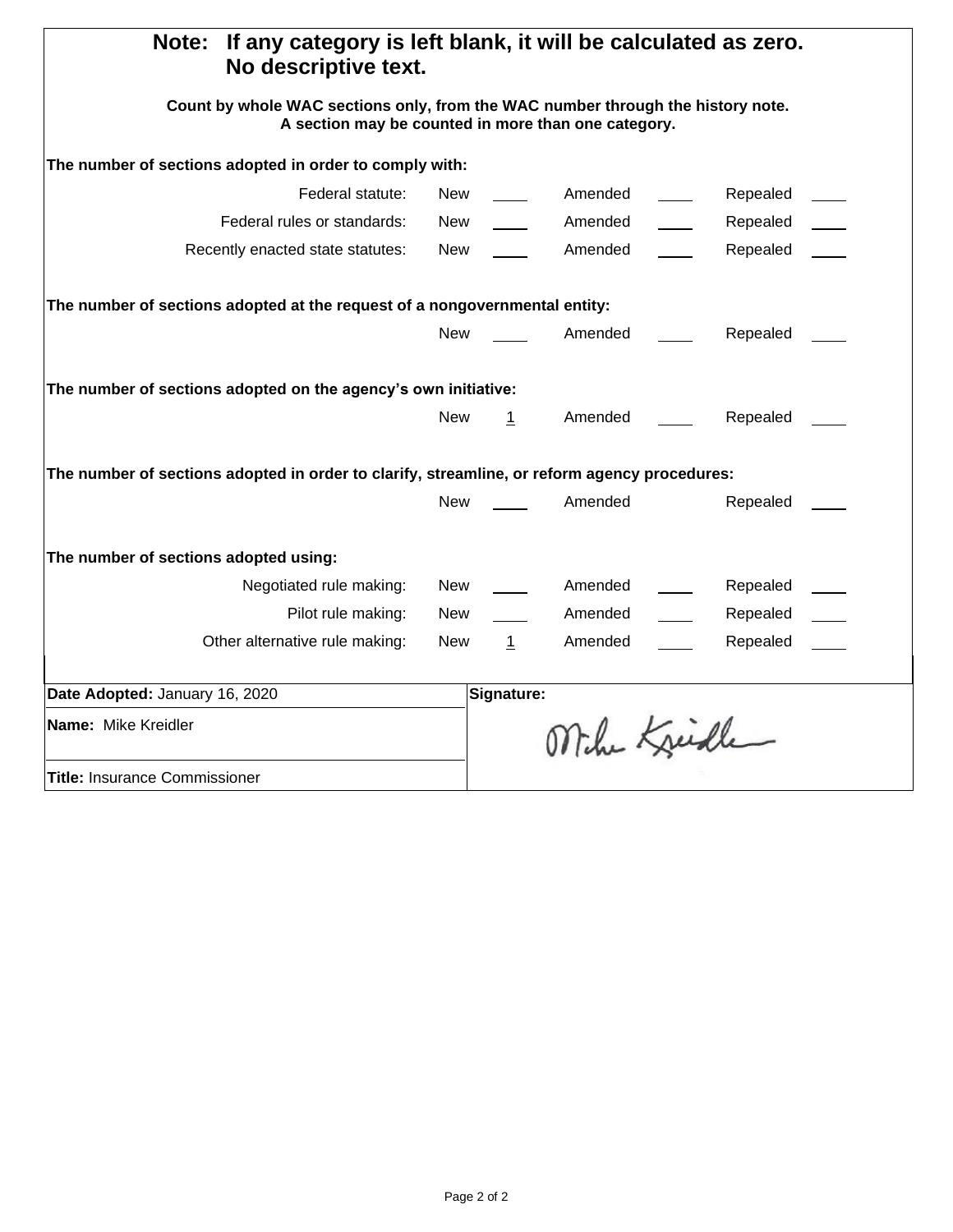**Note: If any category is left blank, it will be calculated as zero.**
**No descriptive text.**

**Count by whole WAC sections only, from the WAC number through the history note.**
**A section may be counted in more than one category.**

**The number of sections adopted in order to comply with:**

| | New | | Amended | | Repealed | |
|---|---|---|---|---|---|---|
| Federal statute: | New | ____ | Amended | ____ | Repealed | ____ |
| Federal rules or standards: | New | ____ | Amended | ____ | Repealed | ____ |
| Recently enacted state statutes: | New | ____ | Amended | ____ | Repealed | ____ |

**The number of sections adopted at the request of a nongovernmental entity:**

| New | | Amended | | Repealed | |
|---|---|---|---|---|---|
| New | ____ | Amended | ____ | Repealed | ____ |

**The number of sections adopted on the agency's own initiative:**

| New | | Amended | | Repealed | |
|---|---|---|---|---|---|
| New | 1 | Amended | ____ | Repealed | ____ |

**The number of sections adopted in order to clarify, streamline, or reform agency procedures:**

| New | | Amended | | Repealed | |
|---|---|---|---|---|---|
| New | ____ | Amended | | Repealed | ____ |

**The number of sections adopted using:**

| | New | | Amended | | Repealed | |
|---|---|---|---|---|---|---|
| Negotiated rule making: | New | ____ | Amended | ____ | Repealed | ____ |
| Pilot rule making: | New | ____ | Amended | ____ | Repealed | ____ |
| Other alternative rule making: | New | 1 | Amended | ____ | Repealed | ____ |

| | |
|---|---|
| **Date Adopted:** January 16, 2020 | **Signature:** |
| **Name:** Mike Kreidler | Mike Kreidler |
| **Title:** Insurance Commissioner | |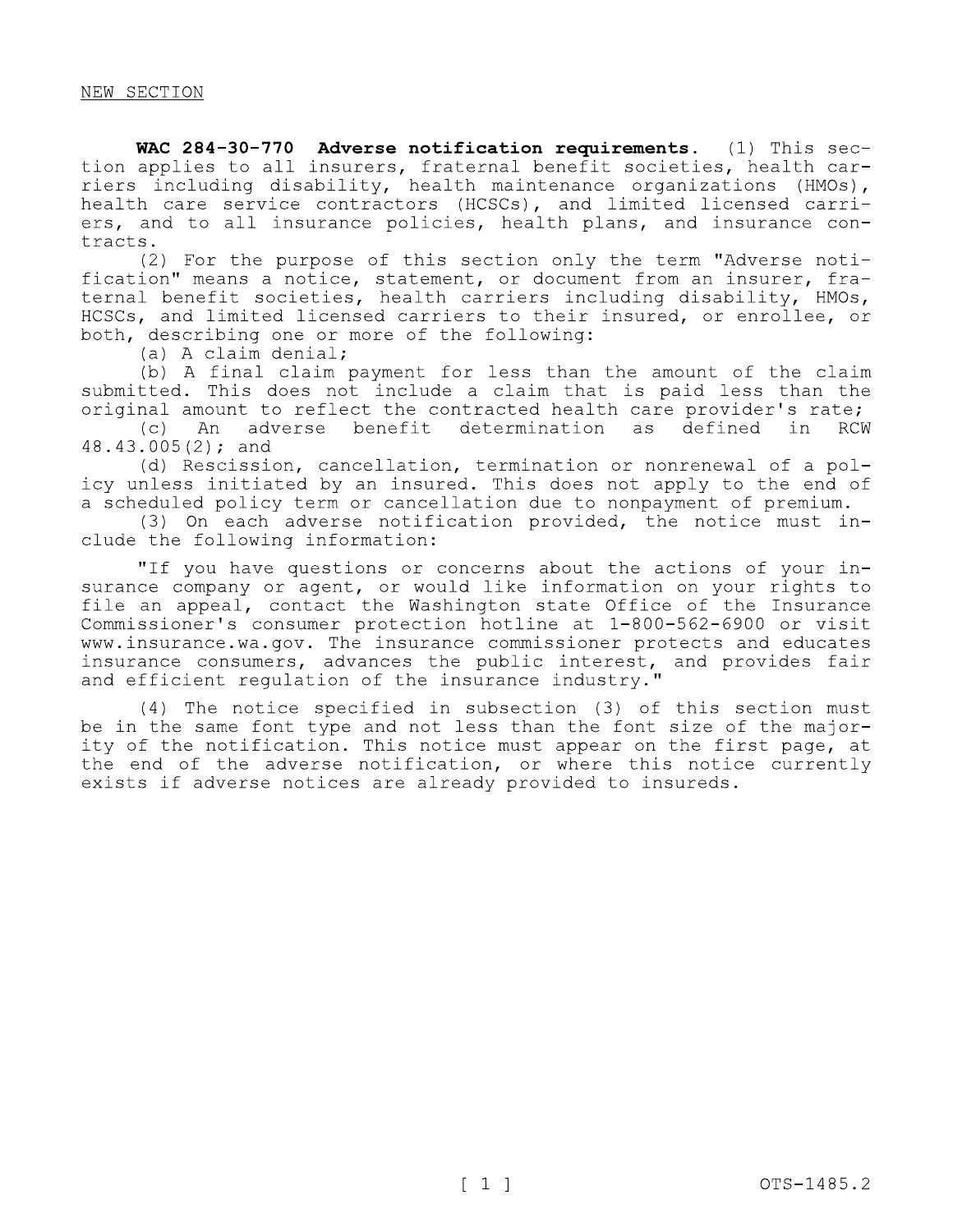NEW SECTION

**WAC 284-30-770 Adverse notification requirements.** (1) This section applies to all insurers, fraternal benefit societies, health carriers including disability, health maintenance organizations (HMOs), health care service contractors (HCSCs), and limited licensed carriers, and to all insurance policies, health plans, and insurance contracts.

(2) For the purpose of this section only the term "Adverse notification" means a notice, statement, or document from an insurer, fraternal benefit societies, health carriers including disability, HMOs, HCSCs, and limited licensed carriers to their insured, or enrollee, or both, describing one or more of the following:

(a) A claim denial;

(b) A final claim payment for less than the amount of the claim submitted. This does not include a claim that is paid less than the original amount to reflect the contracted health care provider's rate;

(c) An adverse benefit determination as defined in RCW 48.43.005(2); and

(d) Rescission, cancellation, termination or nonrenewal of a policy unless initiated by an insured. This does not apply to the end of a scheduled policy term or cancellation due to nonpayment of premium.

(3) On each adverse notification provided, the notice must include the following information:

"If you have questions or concerns about the actions of your insurance company or agent, or would like information on your rights to file an appeal, contact the Washington state Office of the Insurance Commissioner's consumer protection hotline at 1-800-562-6900 or visit www.insurance.wa.gov. The insurance commissioner protects and educates insurance consumers, advances the public interest, and provides fair and efficient regulation of the insurance industry."

(4) The notice specified in subsection (3) of this section must be in the same font type and not less than the font size of the majority of the notification. This notice must appear on the first page, at the end of the adverse notification, or where this notice currently exists if adverse notices are already provided to insureds.